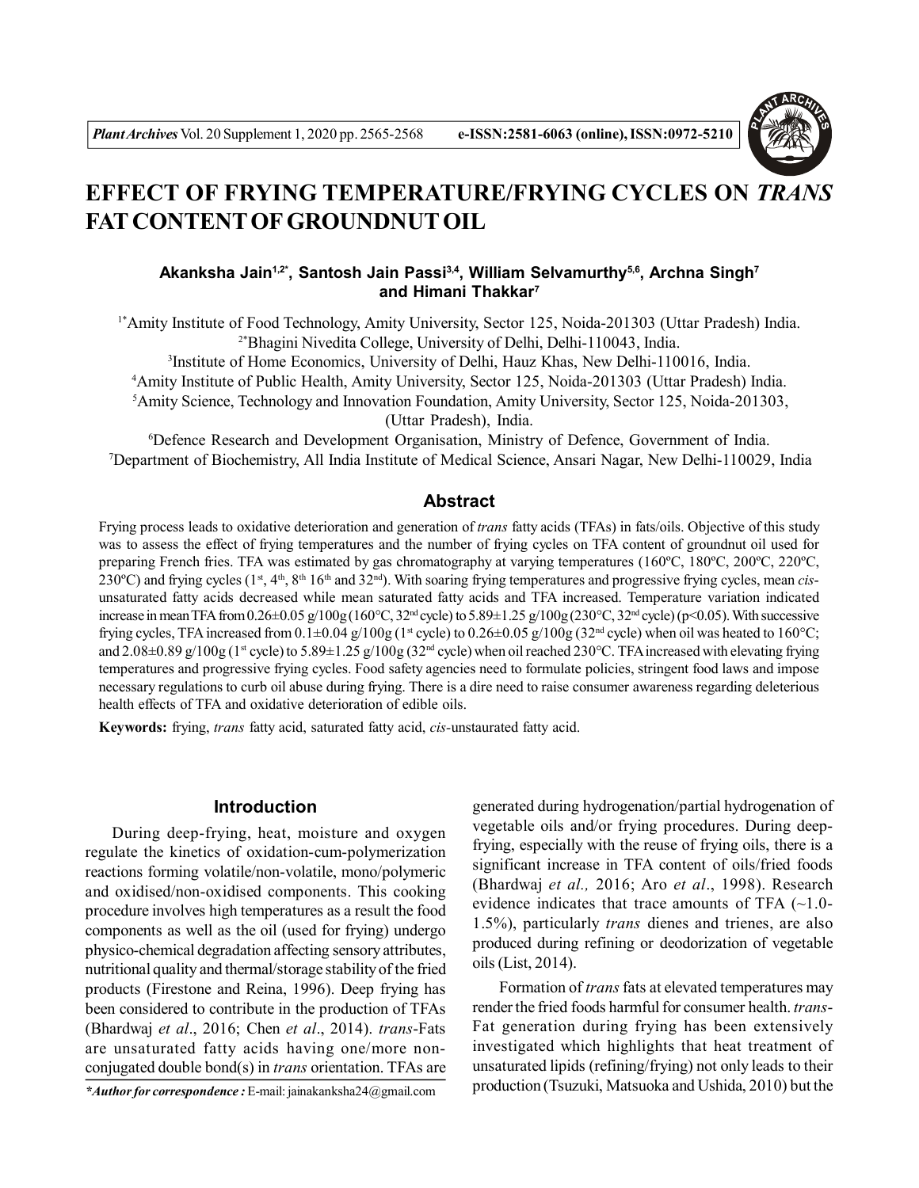# EFFECT OF FRYING TEMPERATURE/FRYING CYCLES ON *TRANS* FAT CONTENT OF GROUNDNUT OIL

**Akanksha Jain[1,2*], Santosh Jain Passi[3,4], William Selvamurthy[5,6], Archna Singh[7] and Himani Thakkar[7]**

[1*]Amity Institute of Food Technology, Amity University, Sector 125, Noida-201303 (Uttar Pradesh) India.
[2*]Bhagini Nivedita College, University of Delhi, Delhi-110043, India.
[3]Institute of Home Economics, University of Delhi, Hauz Khas, New Delhi-110016, India.
[4]Amity Institute of Public Health, Amity University, Sector 125, Noida-201303 (Uttar Pradesh) India.
[5]Amity Science, Technology and Innovation Foundation, Amity University, Sector 125, Noida-201303, (Uttar Pradesh), India.
[6]Defence Research and Development Organisation, Ministry of Defence, Government of India.
[7]Department of Biochemistry, All India Institute of Medical Science, Ansari Nagar, New Delhi-110029, India

## Abstract

Frying process leads to oxidative deterioration and generation of *trans* fatty acids (TFAs) in fats/oils. Objective of this study was to assess the effect of frying temperatures and the number of frying cycles on TFA content of groundnut oil used for preparing French fries. TFA was estimated by gas chromatography at varying temperatures (160ºC, 180ºC, 200ºC, 220ºC, 230ºC) and frying cycles (1st, 4th, 8th 16th and 32nd). With soaring frying temperatures and progressive frying cycles, mean *cis*-unsaturated fatty acids decreased while mean saturated fatty acids and TFA increased. Temperature variation indicated increase in mean TFA from 0.26±0.05 g/100g (160°C, 32nd cycle) to 5.89±1.25 g/100g (230°C, 32nd cycle) ($p<0.05$). With successive frying cycles, TFA increased from 0.1±0.04 g/100g (1st cycle) to 0.26±0.05 g/100g (32nd cycle) when oil was heated to 160°C; and 2.08±0.89 g/100g (1st cycle) to 5.89±1.25 g/100g (32nd cycle) when oil reached 230°C. TFA increased with elevating frying temperatures and progressive frying cycles. Food safety agencies need to formulate policies, stringent food laws and impose necessary regulations to curb oil abuse during frying. There is a dire need to raise consumer awareness regarding deleterious health effects of TFA and oxidative deterioration of edible oils.

**Keywords:** frying, *trans* fatty acid, saturated fatty acid, *cis*-unsaturated fatty acid.

## Introduction

During deep-frying, heat, moisture and oxygen regulate the kinetics of oxidation-cum-polymerization reactions forming volatile/non-volatile, mono/polymeric and oxidised/non-oxidised components. This cooking procedure involves high temperatures as a result the food components as well as the oil (used for frying) undergo physico-chemical degradation affecting sensory attributes, nutritional quality and thermal/storage stability of the fried products (Firestone and Reina, 1996). Deep frying has been considered to contribute in the production of TFAs (Bhardwaj *et al*., 2016; Chen *et al*., 2014). *trans*-Fats are unsaturated fatty acids having one/more non-conjugated double bond(s) in *trans* orientation. TFAs are generated during hydrogenation/partial hydrogenation of vegetable oils and/or frying procedures. During deep-frying, especially with the reuse of frying oils, there is a significant increase in TFA content of oils/fried foods (Bhardwaj *et al.,* 2016; Aro *et al*., 1998). Research evidence indicates that trace amounts of TFA (~1.0-1.5%), particularly *trans* dienes and trienes, are also produced during refining or deodorization of vegetable oils (List, 2014).

Formation of *trans* fats at elevated temperatures may render the fried foods harmful for consumer health. *trans*-Fat generation during frying has been extensively investigated which highlights that heat treatment of unsaturated lipids (refining/frying) not only leads to their production (Tsuzuki, Matsuoka and Ushida, 2010) but the

**\*Author for correspondence :** E-mail: jainakanksha24@gmail.com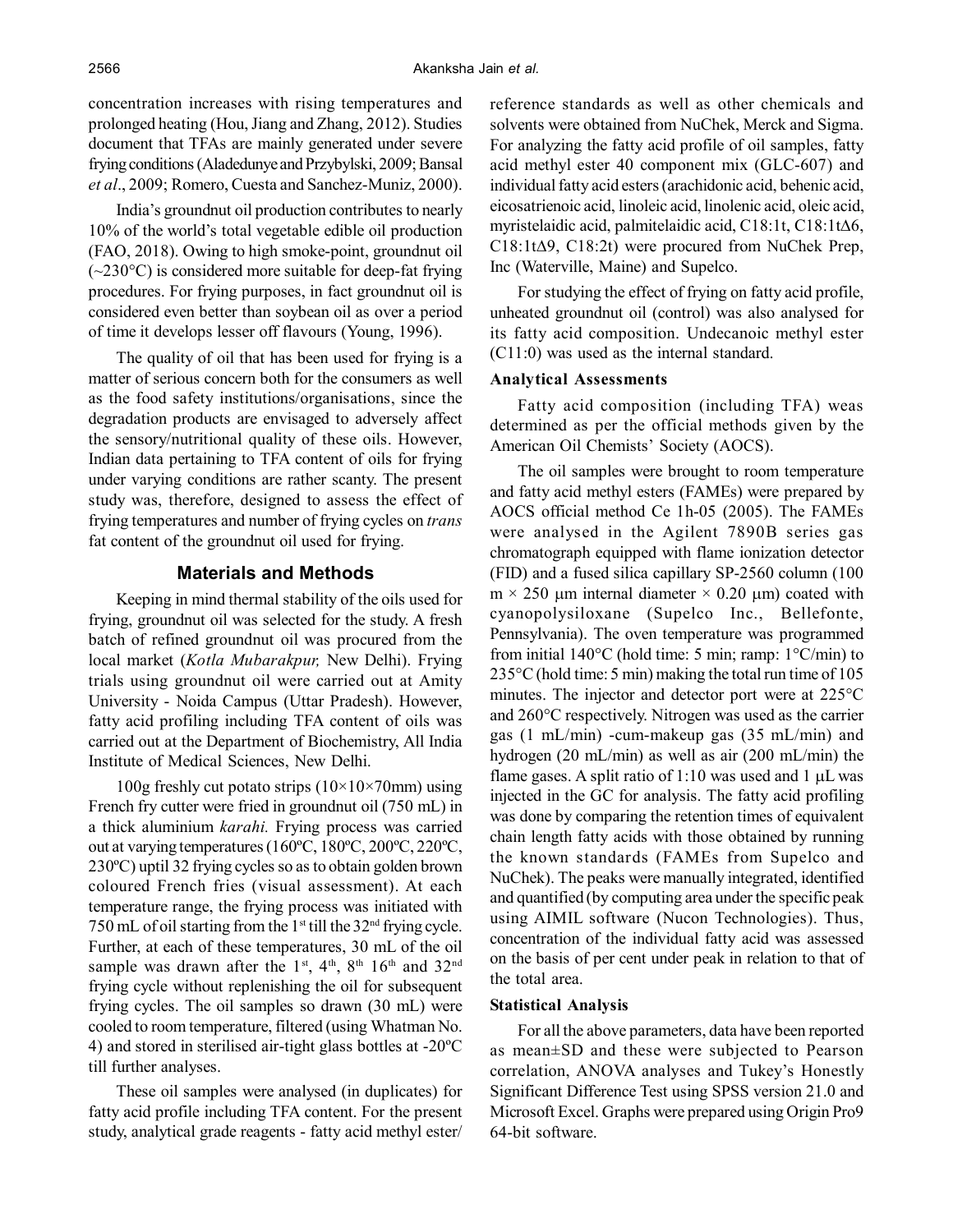concentration increases with rising temperatures and prolonged heating (Hou, Jiang and Zhang, 2012). Studies document that TFAs are mainly generated under severe frying conditions (Aladedunye and Przybylski, 2009; Bansal *et al*., 2009; Romero, Cuesta and Sanchez-Muniz, 2000).

India's groundnut oil production contributes to nearly 10% of the world's total vegetable edible oil production (FAO, 2018). Owing to high smoke-point, groundnut oil (~230°C) is considered more suitable for deep-fat frying procedures. For frying purposes, in fact groundnut oil is considered even better than soybean oil as over a period of time it develops lesser off flavours (Young, 1996).

The quality of oil that has been used for frying is a matter of serious concern both for the consumers as well as the food safety institutions/organisations, since the degradation products are envisaged to adversely affect the sensory/nutritional quality of these oils. However, Indian data pertaining to TFA content of oils for frying under varying conditions are rather scanty. The present study was, therefore, designed to assess the effect of frying temperatures and number of frying cycles on *trans* fat content of the groundnut oil used for frying.

## Materials and Methods

Keeping in mind thermal stability of the oils used for frying, groundnut oil was selected for the study. A fresh batch of refined groundnut oil was procured from the local market (*Kotla Mubarakpur,* New Delhi). Frying trials using groundnut oil were carried out at Amity University - Noida Campus (Uttar Pradesh). However, fatty acid profiling including TFA content of oils was carried out at the Department of Biochemistry, All India Institute of Medical Sciences, New Delhi.

100g freshly cut potato strips (10×10×70mm) using French fry cutter were fried in groundnut oil (750 mL) in a thick aluminium *karahi.* Frying process was carried out at varying temperatures (160ºC, 180ºC, 200ºC, 220ºC, 230ºC) uptil 32 frying cycles so as to obtain golden brown coloured French fries (visual assessment). At each temperature range, the frying process was initiated with 750 mL of oil starting from the 1st till the 32nd frying cycle. Further, at each of these temperatures, 30 mL of the oil sample was drawn after the 1st, 4th, 8th 16th and 32nd frying cycle without replenishing the oil for subsequent frying cycles. The oil samples so drawn (30 mL) were cooled to room temperature, filtered (using Whatman No. 4) and stored in sterilised air-tight glass bottles at -20ºC till further analyses.

These oil samples were analysed (in duplicates) for fatty acid profile including TFA content. For the present study, analytical grade reagents - fatty acid methyl ester/ reference standards as well as other chemicals and solvents were obtained from NuChek, Merck and Sigma. For analyzing the fatty acid profile of oil samples, fatty acid methyl ester 40 component mix (GLC-607) and individual fatty acid esters (arachidonic acid, behenic acid, eicosatrienoic acid, linoleic acid, linolenic acid, oleic acid, myristelaidic acid, palmitelaidic acid, C18:1t, C18:1tΔ6, C18:1tΔ9, C18:2t) were procured from NuChek Prep, Inc (Waterville, Maine) and Supelco.

For studying the effect of frying on fatty acid profile, unheated groundnut oil (control) was also analysed for its fatty acid composition. Undecanoic methyl ester (C11:0) was used as the internal standard.

### Analytical Assessments

Fatty acid composition (including TFA) weas determined as per the official methods given by the American Oil Chemists' Society (AOCS).

The oil samples were brought to room temperature and fatty acid methyl esters (FAMEs) were prepared by AOCS official method Ce 1h-05 (2005). The FAMEs were analysed in the Agilent 7890B series gas chromatograph equipped with flame ionization detector (FID) and a fused silica capillary SP-2560 column (100 m × 250 μm internal diameter × 0.20 μm) coated with cyanopolysiloxane (Supelco Inc., Bellefonte, Pennsylvania). The oven temperature was programmed from initial 140°C (hold time: 5 min; ramp: 1°C/min) to 235°C (hold time: 5 min) making the total run time of 105 minutes. The injector and detector port were at 225°C and 260°C respectively. Nitrogen was used as the carrier gas (1 mL/min) -cum-makeup gas (35 mL/min) and hydrogen (20 mL/min) as well as air (200 mL/min) the flame gases. A split ratio of 1:10 was used and 1 μL was injected in the GC for analysis. The fatty acid profiling was done by comparing the retention times of equivalent chain length fatty acids with those obtained by running the known standards (FAMEs from Supelco and NuChek). The peaks were manually integrated, identified and quantified (by computing area under the specific peak using AIMIL software (Nucon Technologies). Thus, concentration of the individual fatty acid was assessed on the basis of per cent under peak in relation to that of the total area.

### Statistical Analysis

For all the above parameters, data have been reported as mean±SD and these were subjected to Pearson correlation, ANOVA analyses and Tukey's Honestly Significant Difference Test using SPSS version 21.0 and Microsoft Excel. Graphs were prepared using Origin Pro9 64-bit software.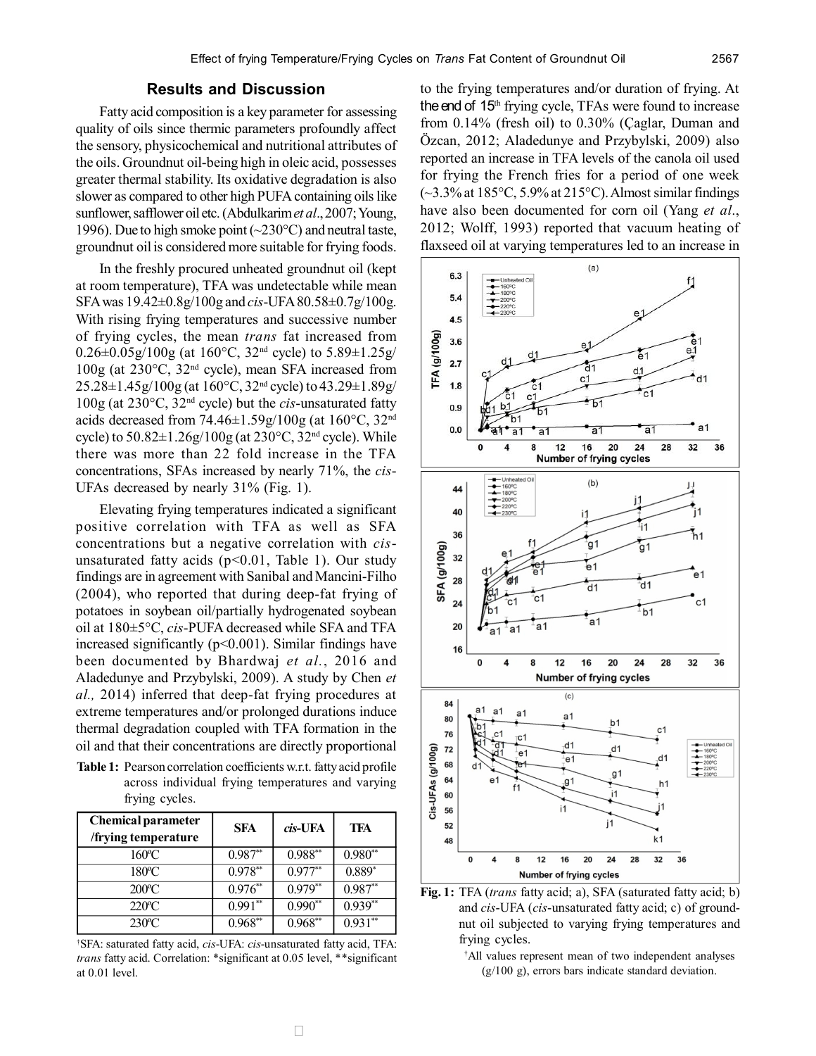## Results and Discussion

Fatty acid composition is a key parameter for assessing quality of oils since thermic parameters profoundly affect the sensory, physicochemical and nutritional attributes of the oils. Groundnut oil-being high in oleic acid, possesses greater thermal stability. Its oxidative degradation is also slower as compared to other high PUFA containing oils like sunflower, safflower oil etc. (Abdulkarim *et al*., 2007; Young, 1996). Due to high smoke point (~230°C) and neutral taste, groundnut oil is considered more suitable for frying foods.

In the freshly procured unheated groundnut oil (kept at room temperature), TFA was undetectable while mean SFA was 19.42±0.8g/100g and *cis*-UFA 80.58±0.7g/100g. With rising frying temperatures and successive number of frying cycles, the mean *trans* fat increased from 0.26±0.05g/100g (at 160°C, 32[nd] cycle) to 5.89±1.25g/100g (at 230°C, 32[nd] cycle), mean SFA increased from 25.28±1.45g/100g (at 160°C, 32[nd] cycle) to 43.29±1.89g/100g (at 230°C, 32[nd] cycle) but the *cis*-unsaturated fatty acids decreased from 74.46±1.59g/100g (at 160°C, 32[nd] cycle) to 50.82±1.26g/100g (at 230°C, 32[nd] cycle). While there was more than 22 fold increase in the TFA concentrations, SFAs increased by nearly 71%, the *cis*-UFAs decreased by nearly 31% (Fig. 1).

Elevating frying temperatures indicated a significant positive correlation with TFA as well as SFA concentrations but a negative correlation with *cis*-unsaturated fatty acids ($p<0.01$, Table 1). Our study findings are in agreement with Sanibal and Mancini-Filho (2004), who reported that during deep-fat frying of potatoes in soybean oil/partially hydrogenated soybean oil at 180±5°C, *cis*-PUFA decreased while SFA and TFA increased significantly ($p<0.001$). Similar findings have been documented by Bhardwaj *et al*., 2016 and Aladedunye and Przybylski, 2009). A study by Chen *et al.,* 2014) inferred that deep-fat frying procedures at extreme temperatures and/or prolonged durations induce thermal degradation coupled with TFA formation in the oil and that their concentrations are directly proportional to the frying temperatures and/or duration of frying. At the end of 15[th] frying cycle, TFAs were found to increase from 0.14% (fresh oil) to 0.30% (Çaglar, Duman and Özcan, 2012; Aladedunye and Przybylski, 2009) also reported an increase in TFA levels of the canola oil used for frying the French fries for a period of one week (~3.3% at 185°C, 5.9% at 215°C). Almost similar findings have also been documented for corn oil (Yang *et al*., 2012; Wolff, 1993) reported that vacuum heating of flaxseed oil at varying temperatures led to an increase in

**Table 1:** Pearson correlation coefficients w.r.t. fatty acid profile across individual frying temperatures and varying frying cycles.

| Chemical parameter /frying temperature | SFA | *cis*-UFA | TFA |
|---|---|---|---|
| 160ºC | 0.987** | 0.988** | 0.980** |
| 180ºC | 0.978** | 0.977** | 0.889* |
| 200ºC | 0.976** | 0.979** | 0.987** |
| 220ºC | 0.991** | 0.990** | 0.939** |
| 230ºC | 0.968** | 0.968** | 0.931** |

†SFA: saturated fatty acid, *cis*-UFA: *cis*-unsaturated fatty acid, TFA: *trans* fatty acid. Correlation: *significant at 0.05 level, **significant at 0.01 level.

**Fig. 1:** TFA (*trans* fatty acid; a), SFA (saturated fatty acid; b) and *cis*-UFA (*cis*-unsaturated fatty acid; c) of groundnut oil subjected to varying frying temperatures and frying cycles.

†All values represent mean of two independent analyses (g/100 g), errors bars indicate standard deviation.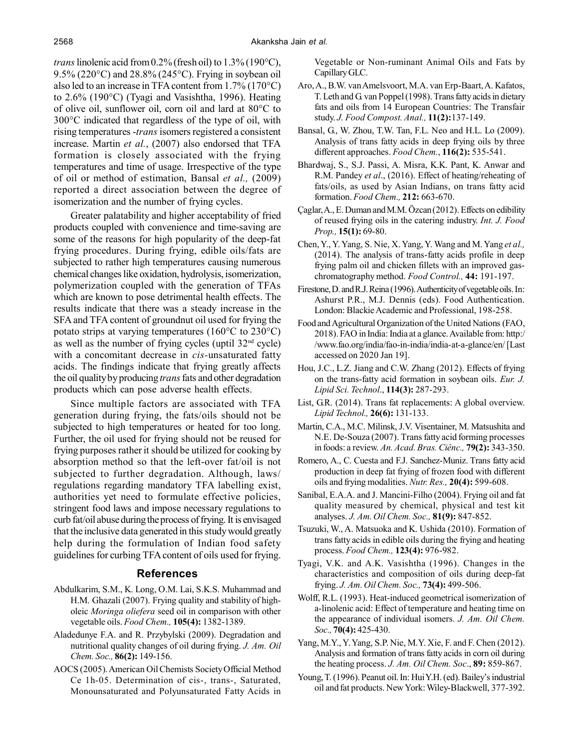*trans* linolenic acid from 0.2% (fresh oil) to 1.3% (190°C), 9.5% (220°C) and 28.8% (245°C). Frying in soybean oil also led to an increase in TFA content from 1.7% (170°C) to 2.6% (190°C) (Tyagi and Vasishtha, 1996). Heating of olive oil, sunflower oil, corn oil and lard at 80°C to 300°C indicated that regardless of the type of oil, with rising temperatures -*trans* isomers registered a consistent increase. Martin *et al.*, (2007) also endorsed that TFA formation is closely associated with the frying temperatures and time of usage. Irrespective of the type of oil or method of estimation, Bansal *et al.,* (2009) reported a direct association between the degree of isomerization and the number of frying cycles.

Greater palatability and higher acceptability of fried products coupled with convenience and time-saving are some of the reasons for high popularity of the deep-fat frying procedures. During frying, edible oils/fats are subjected to rather high temperatures causing numerous chemical changes like oxidation, hydrolysis, isomerization, polymerization coupled with the generation of TFAs which are known to pose detrimental health effects. The results indicate that there was a steady increase in the SFA and TFA content of groundnut oil used for frying the potato strips at varying temperatures (160°C to 230°C) as well as the number of frying cycles (uptil 32nd cycle) with a concomitant decrease in *cis*-unsaturated fatty acids. The findings indicate that frying greatly affects the oil quality by producing *trans* fats and other degradation products which can pose adverse health effects.

Since multiple factors are associated with TFA generation during frying, the fats/oils should not be subjected to high temperatures or heated for too long. Further, the oil used for frying should not be reused for frying purposes rather it should be utilized for cooking by absorption method so that the left-over fat/oil is not subjected to further degradation. Although, laws/ regulations regarding mandatory TFA labelling exist, authorities yet need to formulate effective policies, stringent food laws and impose necessary regulations to curb fat/oil abuse during the process of frying. It is envisaged that the inclusive data generated in this study would greatly help during the formulation of Indian food safety guidelines for curbing TFA content of oils used for frying.

## References

Abdulkarim, S.M., K. Long, O.M. Lai, S.K.S. Muhammad and H.M. Ghazali (2007). Frying quality and stability of high-oleic *Moringa oliefera* seed oil in comparison with other vegetable oils. *Food Chem.,* **105(4):** 1382-1389.

Aladedunye F.A. and R. Przybylski (2009). Degradation and nutritional quality changes of oil during frying. *J. Am. Oil Chem. Soc.,* **86(2):** 149-156.

AOCS (2005). American Oil Chemists Society Official Method Ce 1h-05. Determination of cis-, trans-, Saturated, Monounsaturated and Polyunsaturated Fatty Acids in Vegetable or Non-ruminant Animal Oils and Fats by Capillary GLC.

Aro, A., B.W. van Amelsvoort, M.A. van Erp-Baart, A. Kafatos, T. Leth and G. van Poppel (1998). Trans fatty acids in dietary fats and oils from 14 European Countries: The Transfair study. *J. Food Compost. Anal.,* **11(2):**137-149.

Bansal, G., W. Zhou, T.W. Tan, F.L. Neo and H.L. Lo (2009). Analysis of trans fatty acids in deep frying oils by three different approaches. *Food Chem.*, **116(2):** 535-541.

Bhardwaj, S., S.J. Passi, A. Misra, K.K. Pant, K. Anwar and R.M. Pandey *et al*., (2016). Effect of heating/reheating of fats/oils, as used by Asian Indians, on trans fatty acid formation. *Food Chem.,* **212:** 663-670.

Çaglar, A., E. Duman and M.M. Özcan (2012). Effects on edibility of reused frying oils in the catering industry. *Int. J. Food Prop.,* **15(1):** 69-80.

Chen, Y., Y. Yang, S. Nie, X. Yang, Y. Wang and M. Yang *et al.,* (2014). The analysis of trans-fatty acids profile in deep frying palm oil and chicken fillets with an improved gas-chromatography method. *Food Control.,* **44:** 191-197.

Firestone, D. and R.J. Reina (1996). Authenticity of vegetable oils. In: Ashurst P.R., M.J. Dennis (eds). Food Authentication. London: Blackie Academic and Professional, 198-258.

Food and Agricultural Organization of the United Nations (FAO, 2018). FAO in India: India at a glance. Available from: http://www.fao.org/india/fao-in-india/india-at-a-glance/en/ [Last accessed on 2020 Jan 19].

Hou, J.C., L.Z. Jiang and C.W. Zhang (2012). Effects of frying on the trans-fatty acid formation in soybean oils. *Eur. J. Lipid Sci. Technol*., **114(3):** 287-293.

List, G.R. (2014). Trans fat replacements: A global overview. *Lipid Technol.,* **26(6):** 131-133.

Martin, C.A., M.C. Milinsk, J.V. Visentainer, M. Matsushita and N.E. De-Souza (2007). Trans fatty acid forming processes in foods: a review. *An. Acad. Bras. Ciênc.,* **79(2):** 343-350.

Romero, A., C. Cuesta and F.J. Sanchez-Muniz. Trans fatty acid production in deep fat frying of frozen food with different oils and frying modalities. *Nutr. Res.,* **20(4):** 599-608.

Sanibal, E.A.A. and J. Mancini-Filho (2004). Frying oil and fat quality measured by chemical, physical and test kit analyses. *J. Am. Oil Chem. Soc.,* **81(9):** 847-852.

Tsuzuki, W., A. Matsuoka and K. Ushida (2010). Formation of trans fatty acids in edible oils during the frying and heating process. *Food Chem.,* **123(4):** 976-982.

Tyagi, V.K. and A.K. Vasishtha (1996). Changes in the characteristics and composition of oils during deep-fat frying. *J. Am. Oil Chem. Soc.,* **73(4):** 499-506.

Wolff, R.L. (1993). Heat-induced geometrical isomerization of a-linolenic acid: Effect of temperature and heating time on the appearance of individual isomers. *J. Am. Oil Chem. Soc.,* **70(4):** 425-430.

Yang, M.Y., Y. Yang, S.P. Nie, M.Y. Xie, F. and F. Chen (2012). Analysis and formation of trans fatty acids in corn oil during the heating process. *J. Am. Oil Chem. Soc*., **89:** 859-867.

Young, T. (1996). Peanut oil. In: Hui Y.H. (ed). Bailey's industrial oil and fat products. New York: Wiley-Blackwell, 377-392.